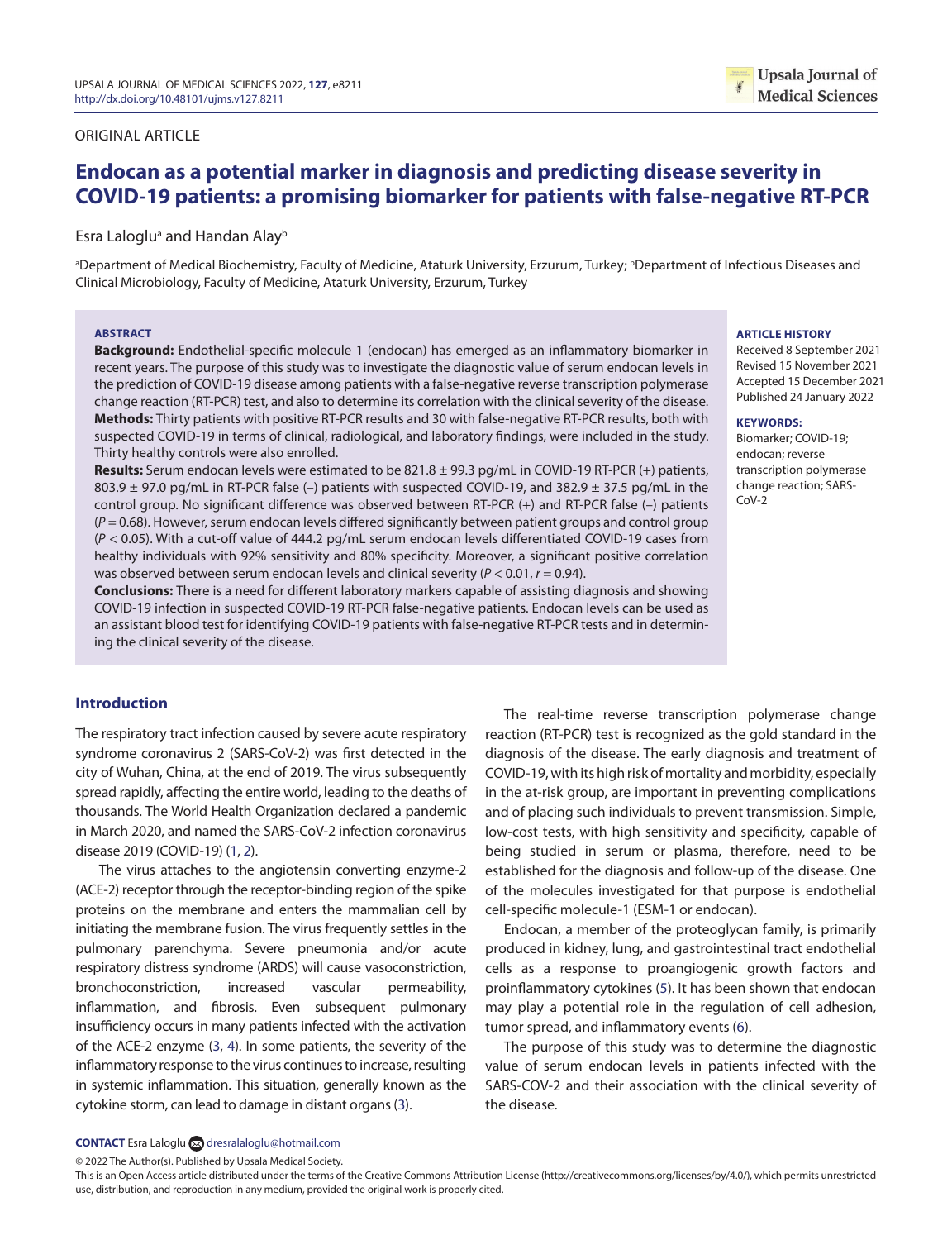ORIGINAL ARTICLE

# Endocan as a potential marker in diagnosis and predicting disease severity in COVID-19 patients: a promising biomarker for patients with false-negative RT-PCR

Esra Laloglu[a] and Handan Alay[b]

[a]Department of Medical Biochemistry, Faculty of Medicine, Ataturk University, Erzurum, Turkey; [b]Department of Infectious Diseases and Clinical Microbiology, Faculty of Medicine, Ataturk University, Erzurum, Turkey

**ABSTRACT**

**Background:** Endothelial-specific molecule 1 (endocan) has emerged as an inflammatory biomarker in recent years. The purpose of this study was to investigate the diagnostic value of serum endocan levels in the prediction of COVID-19 disease among patients with a false-negative reverse transcription polymerase change reaction (RT-PCR) test, and also to determine its correlation with the clinical severity of the disease.

**Methods:** Thirty patients with positive RT-PCR results and 30 with false-negative RT-PCR results, both with suspected COVID-19 in terms of clinical, radiological, and laboratory findings, were included in the study. Thirty healthy controls were also enrolled.

**Results:** Serum endocan levels were estimated to be 821.8 ± 99.3 pg/mL in COVID-19 RT-PCR (+) patients, 803.9 ± 97.0 pg/mL in RT-PCR false (–) patients with suspected COVID-19, and 382.9 ± 37.5 pg/mL in the control group. No significant difference was observed between RT-PCR (+) and RT-PCR false (–) patients ($P = 0.68$). However, serum endocan levels differed significantly between patient groups and control group ($P < 0.05$). With a cut-off value of 444.2 pg/mL serum endocan levels differentiated COVID-19 cases from healthy individuals with 92% sensitivity and 80% specificity. Moreover, a significant positive correlation was observed between serum endocan levels and clinical severity ($P < 0.01$, $r = 0.94$).

**Conclusions:** There is a need for different laboratory markers capable of assisting diagnosis and showing COVID-19 infection in suspected COVID-19 RT-PCR false-negative patients. Endocan levels can be used as an assistant blood test for identifying COVID-19 patients with false-negative RT-PCR tests and in determining the clinical severity of the disease.

**ARTICLE HISTORY**

Received 8 September 2021
Revised 15 November 2021
Accepted 15 December 2021
Published 24 January 2022

**KEYWORDS:**

Biomarker; COVID-19; endocan; reverse transcription polymerase change reaction; SARS-CoV-2

## Introduction

The respiratory tract infection caused by severe acute respiratory syndrome coronavirus 2 (SARS-CoV-2) was first detected in the city of Wuhan, China, at the end of 2019. The virus subsequently spread rapidly, affecting the entire world, leading to the deaths of thousands. The World Health Organization declared a pandemic in March 2020, and named the SARS-CoV-2 infection coronavirus disease 2019 (COVID-19) (1, 2).

The virus attaches to the angiotensin converting enzyme-2 (ACE-2) receptor through the receptor-binding region of the spike proteins on the membrane and enters the mammalian cell by initiating the membrane fusion. The virus frequently settles in the pulmonary parenchyma. Severe pneumonia and/or acute respiratory distress syndrome (ARDS) will cause vasoconstriction, bronchoconstriction, increased vascular permeability, inflammation, and fibrosis. Even subsequent pulmonary insufficiency occurs in many patients infected with the activation of the ACE-2 enzyme (3, 4). In some patients, the severity of the inflammatory response to the virus continues to increase, resulting in systemic inflammation. This situation, generally known as the cytokine storm, can lead to damage in distant organs (3).

The real-time reverse transcription polymerase change reaction (RT-PCR) test is recognized as the gold standard in the diagnosis of the disease. The early diagnosis and treatment of COVID-19, with its high risk of mortality and morbidity, especially in the at-risk group, are important in preventing complications and of placing such individuals to prevent transmission. Simple, low-cost tests, with high sensitivity and specificity, capable of being studied in serum or plasma, therefore, need to be established for the diagnosis and follow-up of the disease. One of the molecules investigated for that purpose is endothelial cell-specific molecule-1 (ESM-1 or endocan).

Endocan, a member of the proteoglycan family, is primarily produced in kidney, lung, and gastrointestinal tract endothelial cells as a response to proangiogenic growth factors and proinflammatory cytokines (5). It has been shown that endocan may play a potential role in the regulation of cell adhesion, tumor spread, and inflammatory events (6).

The purpose of this study was to determine the diagnostic value of serum endocan levels in patients infected with the SARS-COV-2 and their association with the clinical severity of the disease.

**CONTACT** Esra Laloglu dresralaloglu@hotmail.com

© 2022 The Author(s). Published by Upsala Medical Society.

This is an Open Access article distributed under the terms of the Creative Commons Attribution License (http://creativecommons.org/licenses/by/4.0/), which permits unrestricted use, distribution, and reproduction in any medium, provided the original work is properly cited.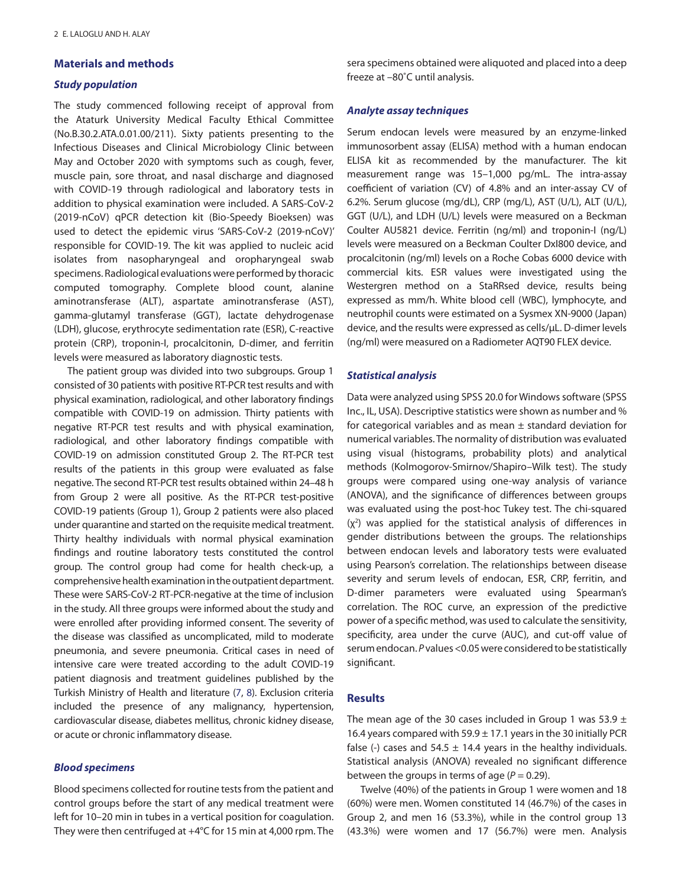## Materials and methods

### Study population

The study commenced following receipt of approval from the Ataturk University Medical Faculty Ethical Committee (No.B.30.2.ATA.0.01.00/211). Sixty patients presenting to the Infectious Diseases and Clinical Microbiology Clinic between May and October 2020 with symptoms such as cough, fever, muscle pain, sore throat, and nasal discharge and diagnosed with COVID-19 through radiological and laboratory tests in addition to physical examination were included. A SARS-CoV-2 (2019-nCoV) qPCR detection kit (Bio-Speedy Bioeksen) was used to detect the epidemic virus 'SARS-CoV-2 (2019-nCoV)' responsible for COVID-19. The kit was applied to nucleic acid isolates from nasopharyngeal and oropharyngeal swab specimens. Radiological evaluations were performed by thoracic computed tomography. Complete blood count, alanine aminotransferase (ALT), aspartate aminotransferase (AST), gamma-glutamyl transferase (GGT), lactate dehydrogenase (LDH), glucose, erythrocyte sedimentation rate (ESR), C-reactive protein (CRP), troponin-I, procalcitonin, D-dimer, and ferritin levels were measured as laboratory diagnostic tests.

The patient group was divided into two subgroups. Group 1 consisted of 30 patients with positive RT-PCR test results and with physical examination, radiological, and other laboratory findings compatible with COVID-19 on admission. Thirty patients with negative RT-PCR test results and with physical examination, radiological, and other laboratory findings compatible with COVID-19 on admission constituted Group 2. The RT-PCR test results of the patients in this group were evaluated as false negative. The second RT-PCR test results obtained within 24–48 h from Group 2 were all positive. As the RT-PCR test-positive COVID-19 patients (Group 1), Group 2 patients were also placed under quarantine and started on the requisite medical treatment. Thirty healthy individuals with normal physical examination findings and routine laboratory tests constituted the control group. The control group had come for health check-up, a comprehensive health examination in the outpatient department. These were SARS-CoV-2 RT-PCR-negative at the time of inclusion in the study. All three groups were informed about the study and were enrolled after providing informed consent. The severity of the disease was classified as uncomplicated, mild to moderate pneumonia, and severe pneumonia. Critical cases in need of intensive care were treated according to the adult COVID-19 patient diagnosis and treatment guidelines published by the Turkish Ministry of Health and literature (7, 8). Exclusion criteria included the presence of any malignancy, hypertension, cardiovascular disease, diabetes mellitus, chronic kidney disease, or acute or chronic inflammatory disease.

### Blood specimens

Blood specimens collected for routine tests from the patient and control groups before the start of any medical treatment were left for 10–20 min in tubes in a vertical position for coagulation. They were then centrifuged at +4°C for 15 min at 4,000 rpm. The sera specimens obtained were aliquoted and placed into a deep freeze at –80˚C until analysis.

### Analyte assay techniques

Serum endocan levels were measured by an enzyme-linked immunosorbent assay (ELISA) method with a human endocan ELISA kit as recommended by the manufacturer. The kit measurement range was 15–1,000 pg/mL. The intra-assay coefficient of variation (CV) of 4.8% and an inter-assay CV of 6.2%. Serum glucose (mg/dL), CRP (mg/L), AST (U/L), ALT (U/L), GGT (U/L), and LDH (U/L) levels were measured on a Beckman Coulter AU5821 device. Ferritin (ng/ml) and troponin-I (ng/L) levels were measured on a Beckman Coulter DxI800 device, and procalcitonin (ng/ml) levels on a Roche Cobas 6000 device with commercial kits. ESR values were investigated using the Westergren method on a StaRRsed device, results being expressed as mm/h. White blood cell (WBC), lymphocyte, and neutrophil counts were estimated on a Sysmex XN-9000 (Japan) device, and the results were expressed as cells/µL. D-dimer levels (ng/ml) were measured on a Radiometer AQT90 FLEX device.

### Statistical analysis

Data were analyzed using SPSS 20.0 for Windows software (SPSS Inc., IL, USA). Descriptive statistics were shown as number and % for categorical variables and as mean ± standard deviation for numerical variables. The normality of distribution was evaluated using visual (histograms, probability plots) and analytical methods (Kolmogorov-Smirnov/Shapiro–Wilk test). The study groups were compared using one-way analysis of variance (ANOVA), and the significance of differences between groups was evaluated using the post-hoc Tukey test. The chi-squared ($\chi^2$) was applied for the statistical analysis of differences in gender distributions between the groups. The relationships between endocan levels and laboratory tests were evaluated using Pearson's correlation. The relationships between disease severity and serum levels of endocan, ESR, CRP, ferritin, and D-dimer parameters were evaluated using Spearman's correlation. The ROC curve, an expression of the predictive power of a specific method, was used to calculate the sensitivity, specificity, area under the curve (AUC), and cut-off value of serum endocan. *P* values <0.05 were considered to be statistically significant.

## Results

The mean age of the 30 cases included in Group 1 was 53.9 ± 16.4 years compared with 59.9 ± 17.1 years in the 30 initially PCR false (-) cases and 54.5 ± 14.4 years in the healthy individuals. Statistical analysis (ANOVA) revealed no significant difference between the groups in terms of age ($P = 0.29$).

Twelve (40%) of the patients in Group 1 were women and 18 (60%) were men. Women constituted 14 (46.7%) of the cases in Group 2, and men 16 (53.3%), while in the control group 13 (43.3%) were women and 17 (56.7%) were men. Analysis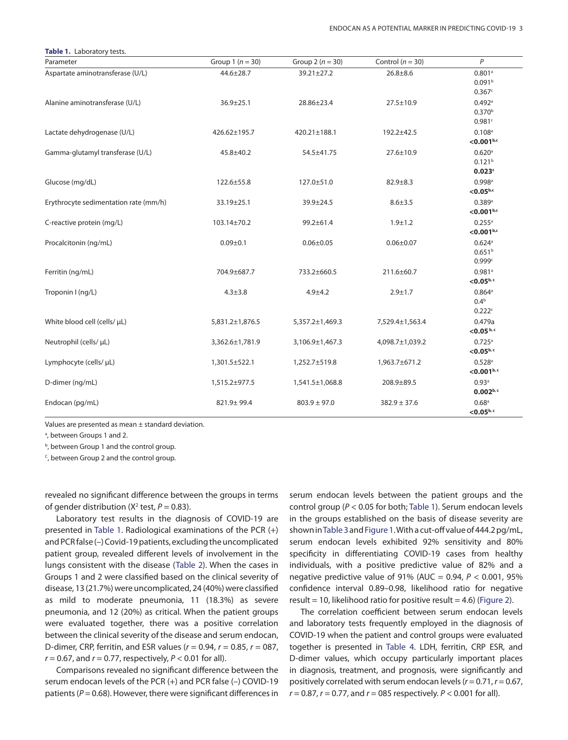**Table 1.** Laboratory tests.

| Parameter | Group 1 ($n$ = 30) | Group 2 ($n$ = 30) | Control ($n$ = 30) | $P$ |
|---|---|---|---|---|
| Aspartate aminotransferase (U/L) | 44.6±28.7 | 39.21±27.2 | 26.8±8.6 | 0.801[a] 0.091[b] 0.367[c] |
| Alanine aminotransferase (U/L) | 36.9±25.1 | 28.86±23.4 | 27.5±10.9 | 0.492[a] 0.370[b] 0.981[c] |
| Lactate dehydrogenase (U/L) | 426.62±195.7 | 420.21±188.1 | 192.2±42.5 | 0.108[a] **<0.001[b,c]** |
| Gamma-glutamyl transferase (U/L) | 45.8±40.2 | 54.5±41.75 | 27.6±10.9 | 0.620[a] 0.121[b] **0.023[c]** |
| Glucose (mg/dL) | 122.6±55.8 | 127.0±51.0 | 82.9±8.3 | 0.998[a] **<0.05[b,c]** |
| Erythrocyte sedimentation rate (mm/h) | 33.19±25.1 | 39.9±24.5 | 8.6±3.5 | 0.389[a] **<0.001[b,c]** |
| C-reactive protein (mg/L) | 103.14±70.2 | 99.2±61.4 | 1.9±1.2 | 0.255[a] **<0.001[b,c]** |
| Procalcitonin (ng/mL) | 0.09±0.1 | 0.06±0.05 | 0.06±0.07 | 0.624[a] 0.651[b] 0.999[c] |
| Ferritin (ng/mL) | 704.9±687.7 | 733.2±660.5 | 211.6±60.7 | 0.981[a] **<0.05[b, c]** |
| Troponin I (ng/L) | 4.3±3.8 | 4.9±4.2 | 2.9±1.7 | 0.864[a] 0.4[b] 0.222[c] |
| White blood cell (cells/ μL) | 5,831.2±1,876.5 | 5,357.2±1,469.3 | 7,529.4±1,563.4 | 0.479a **<0.05 [b, c]** |
| Neutrophil (cells/ μL) | 3,362.6±1,781.9 | 3,106.9±1,467.3 | 4,098.7±1,039.2 | 0.725[a] **<0.05[b, c]** |
| Lymphocyte (cells/ μL) | 1,301.5±522.1 | 1,252.7±519.8 | 1,963.7±671.2 | 0.528[a] **<0.001[b, c]** |
| D-dimer (ng/mL) | 1,515.2±977.5 | 1,541.5±1,068.8 | 208.9±89.5 | 0.93[a] **0.002[b, c]** |
| Endocan (pg/mL) | 821.9± 99.4 | 803.9 ± 97.0 | 382.9 ± 37.6 | 0.68[a] **<0.05[b, c]** |

Values are presented as mean ± standard deviation.

[a], between Groups 1 and 2.

[b], between Group 1 and the control group.

[c], between Group 2 and the control group.

revealed no significant difference between the groups in terms of gender distribution ($X^2$ test, $P = 0.83$).

Laboratory test results in the diagnosis of COVID-19 are presented in Table 1. Radiological examinations of the PCR (+) and PCR false (–) Covid-19 patients, excluding the uncomplicated patient group, revealed different levels of involvement in the lungs consistent with the disease (Table 2). When the cases in Groups 1 and 2 were classified based on the clinical severity of disease, 13 (21.7%) were uncomplicated, 24 (40%) were classified as mild to moderate pneumonia, 11 (18.3%) as severe pneumonia, and 12 (20%) as critical. When the patient groups were evaluated together, there was a positive correlation between the clinical severity of the disease and serum endocan, D-dimer, CRP, ferritin, and ESR values ($r = 0.94$, $r = 0.85$, $r = 087$, $r = 0.67$, and $r = 0.77$, respectively, $P < 0.01$ for all).

Comparisons revealed no significant difference between the serum endocan levels of the PCR (+) and PCR false (–) COVID-19 patients ($P = 0.68$). However, there were significant differences in serum endocan levels between the patient groups and the control group ($P < 0.05$ for both; Table 1). Serum endocan levels in the groups established on the basis of disease severity are shown in Table 3 and Figure 1. With a cut-off value of 444.2 pg/mL, serum endocan levels exhibited 92% sensitivity and 80% specificity in differentiating COVID-19 cases from healthy individuals, with a positive predictive value of 82% and a negative predictive value of 91% (AUC = 0.94, $P < 0.001$, 95% confidence interval 0.89–0.98, likelihood ratio for negative result = 10, likelihood ratio for positive result = 4.6) (Figure 2).

The correlation coefficient between serum endocan levels and laboratory tests frequently employed in the diagnosis of COVID-19 when the patient and control groups were evaluated together is presented in Table 4. LDH, ferritin, CRP ESR, and D-dimer values, which occupy particularly important places in diagnosis, treatment, and prognosis, were significantly and positively correlated with serum endocan levels ($r = 0.71$, $r = 0.67$, $r = 0.87$, $r = 0.77$, and $r = 085$ respectively. $P < 0.001$ for all).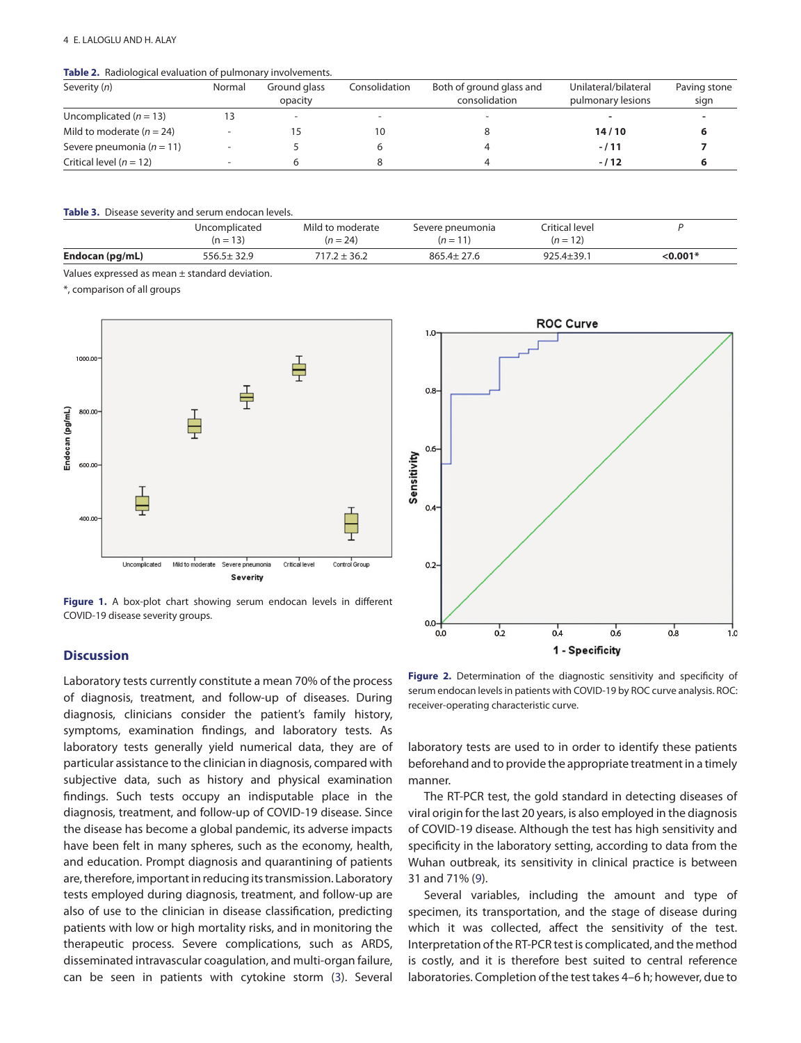**Table 2.** Radiological evaluation of pulmonary involvements.

| Severity (*n*) | Normal | Ground glass opacity | Consolidation | Both of ground glass and consolidation | Unilateral/bilateral pulmonary lesions | Paving stone sign |
|---|---|---|---|---|---|---|
| Uncomplicated (*n* = 13) | 13 | - | - | - | **-** | **-** |
| Mild to moderate (*n* = 24) | - | 15 | 10 | 8 | **14 / 10** | **6** |
| Severe pneumonia (*n* = 11) | - | 5 | 6 | 4 | **- / 11** | **7** |
| Critical level (*n* = 12) | - | 6 | 8 | 4 | **- / 12** | **6** |

**Table 3.** Disease severity and serum endocan levels.

| | Uncomplicated (n = 13) | Mild to moderate (*n* = 24) | Severe pneumonia (*n* = 11) | Critical level (*n* = 12) | *P* |
|---|---|---|---|---|---|
| **Endocan (pg/mL)** | 556.5± 32.9 | 717.2 ± 36.2 | 865.4± 27.6 | 925.4±39.1 | **<0.001*** |

Values expressed as mean ± standard deviation.

*, comparison of all groups

**Figure 1.** A box-plot chart showing serum endocan levels in different COVID-19 disease severity groups.

**Figure 2.** Determination of the diagnostic sensitivity and specificity of serum endocan levels in patients with COVID-19 by ROC curve analysis. ROC: receiver-operating characteristic curve.

## Discussion

Laboratory tests currently constitute a mean 70% of the process of diagnosis, treatment, and follow-up of diseases. During diagnosis, clinicians consider the patient's family history, symptoms, examination findings, and laboratory tests. As laboratory tests generally yield numerical data, they are of particular assistance to the clinician in diagnosis, compared with subjective data, such as history and physical examination findings. Such tests occupy an indisputable place in the diagnosis, treatment, and follow-up of COVID-19 disease. Since the disease has become a global pandemic, its adverse impacts have been felt in many spheres, such as the economy, health, and education. Prompt diagnosis and quarantining of patients are, therefore, important in reducing its transmission. Laboratory tests employed during diagnosis, treatment, and follow-up are also of use to the clinician in disease classification, predicting patients with low or high mortality risks, and in monitoring the therapeutic process. Severe complications, such as ARDS, disseminated intravascular coagulation, and multi-organ failure, can be seen in patients with cytokine storm (3). Several laboratory tests are used to in order to identify these patients beforehand and to provide the appropriate treatment in a timely manner.

The RT-PCR test, the gold standard in detecting diseases of viral origin for the last 20 years, is also employed in the diagnosis of COVID-19 disease. Although the test has high sensitivity and specificity in the laboratory setting, according to data from the Wuhan outbreak, its sensitivity in clinical practice is between 31 and 71% (9).

Several variables, including the amount and type of specimen, its transportation, and the stage of disease during which it was collected, affect the sensitivity of the test. Interpretation of the RT-PCR test is complicated, and the method is costly, and it is therefore best suited to central reference laboratories. Completion of the test takes 4–6 h; however, due to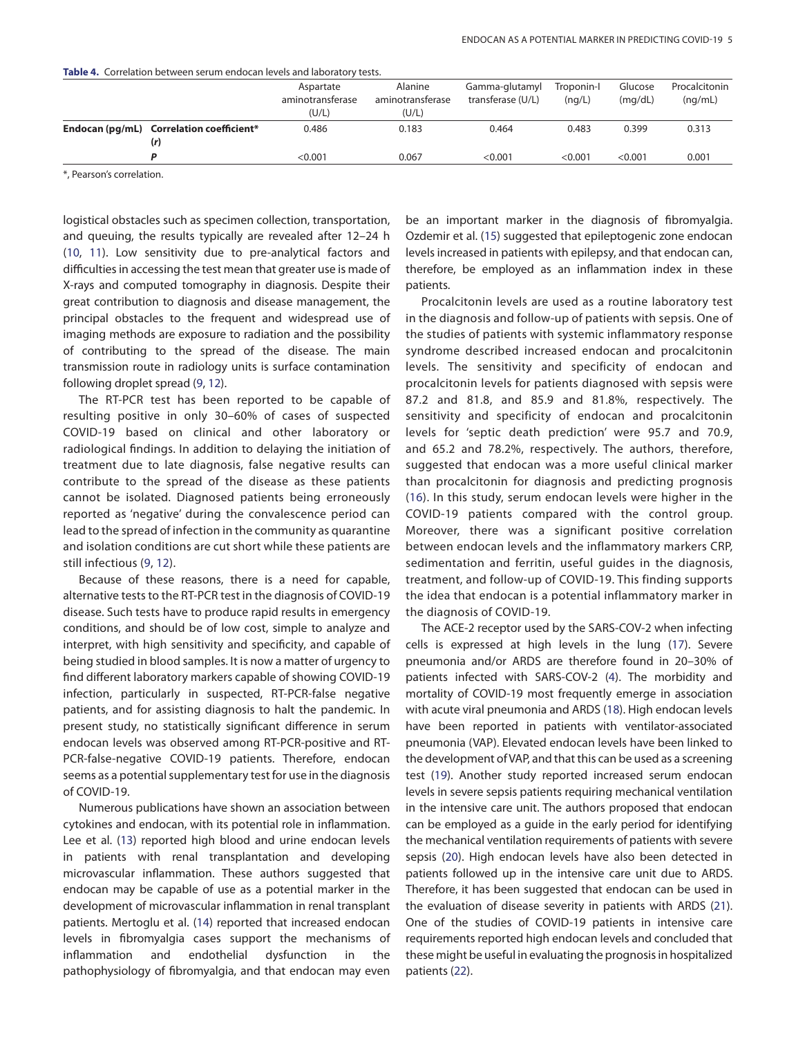**Table 4.** Correlation between serum endocan levels and laboratory tests.

| | | Aspartate aminotransferase (U/L) | Alanine aminotransferase (U/L) | Gamma-glutamyl transferase (U/L) | Troponin-I (ng/L) | Glucose (mg/dL) | Procalcitonin (ng/mL) |
|---|---|---|---|---|---|---|---|
| **Endocan (pg/mL)** | **Correlation coefficient* (r)** | 0.486 | 0.183 | 0.464 | 0.483 | 0.399 | 0.313 |
| | ***P*** | <0.001 | 0.067 | <0.001 | <0.001 | <0.001 | 0.001 |

*, Pearson's correlation.

logistical obstacles such as specimen collection, transportation, and queuing, the results typically are revealed after 12–24 h (10, 11). Low sensitivity due to pre-analytical factors and difficulties in accessing the test mean that greater use is made of X-rays and computed tomography in diagnosis. Despite their great contribution to diagnosis and disease management, the principal obstacles to the frequent and widespread use of imaging methods are exposure to radiation and the possibility of contributing to the spread of the disease. The main transmission route in radiology units is surface contamination following droplet spread (9, 12).

The RT-PCR test has been reported to be capable of resulting positive in only 30–60% of cases of suspected COVID-19 based on clinical and other laboratory or radiological findings. In addition to delaying the initiation of treatment due to late diagnosis, false negative results can contribute to the spread of the disease as these patients cannot be isolated. Diagnosed patients being erroneously reported as 'negative' during the convalescence period can lead to the spread of infection in the community as quarantine and isolation conditions are cut short while these patients are still infectious (9, 12).

Because of these reasons, there is a need for capable, alternative tests to the RT-PCR test in the diagnosis of COVID-19 disease. Such tests have to produce rapid results in emergency conditions, and should be of low cost, simple to analyze and interpret, with high sensitivity and specificity, and capable of being studied in blood samples. It is now a matter of urgency to find different laboratory markers capable of showing COVID-19 infection, particularly in suspected, RT-PCR-false negative patients, and for assisting diagnosis to halt the pandemic. In present study, no statistically significant difference in serum endocan levels was observed among RT-PCR-positive and RT-PCR-false-negative COVID-19 patients. Therefore, endocan seems as a potential supplementary test for use in the diagnosis of COVID-19.

Numerous publications have shown an association between cytokines and endocan, with its potential role in inflammation. Lee et al. (13) reported high blood and urine endocan levels in patients with renal transplantation and developing microvascular inflammation. These authors suggested that endocan may be capable of use as a potential marker in the development of microvascular inflammation in renal transplant patients. Mertoglu et al. (14) reported that increased endocan levels in fibromyalgia cases support the mechanisms of inflammation and endothelial dysfunction in the pathophysiology of fibromyalgia, and that endocan may even be an important marker in the diagnosis of fibromyalgia. Ozdemir et al. (15) suggested that epileptogenic zone endocan levels increased in patients with epilepsy, and that endocan can, therefore, be employed as an inflammation index in these patients.

Procalcitonin levels are used as a routine laboratory test in the diagnosis and follow-up of patients with sepsis. One of the studies of patients with systemic inflammatory response syndrome described increased endocan and procalcitonin levels. The sensitivity and specificity of endocan and procalcitonin levels for patients diagnosed with sepsis were 87.2 and 81.8, and 85.9 and 81.8%, respectively. The sensitivity and specificity of endocan and procalcitonin levels for 'septic death prediction' were 95.7 and 70.9, and 65.2 and 78.2%, respectively. The authors, therefore, suggested that endocan was a more useful clinical marker than procalcitonin for diagnosis and predicting prognosis (16). In this study, serum endocan levels were higher in the COVID-19 patients compared with the control group. Moreover, there was a significant positive correlation between endocan levels and the inflammatory markers CRP, sedimentation and ferritin, useful guides in the diagnosis, treatment, and follow-up of COVID-19. This finding supports the idea that endocan is a potential inflammatory marker in the diagnosis of COVID-19.

The ACE-2 receptor used by the SARS-COV-2 when infecting cells is expressed at high levels in the lung (17). Severe pneumonia and/or ARDS are therefore found in 20–30% of patients infected with SARS-COV-2 (4). The morbidity and mortality of COVID-19 most frequently emerge in association with acute viral pneumonia and ARDS (18). High endocan levels have been reported in patients with ventilator-associated pneumonia (VAP). Elevated endocan levels have been linked to the development of VAP, and that this can be used as a screening test (19). Another study reported increased serum endocan levels in severe sepsis patients requiring mechanical ventilation in the intensive care unit. The authors proposed that endocan can be employed as a guide in the early period for identifying the mechanical ventilation requirements of patients with severe sepsis (20). High endocan levels have also been detected in patients followed up in the intensive care unit due to ARDS. Therefore, it has been suggested that endocan can be used in the evaluation of disease severity in patients with ARDS (21). One of the studies of COVID-19 patients in intensive care requirements reported high endocan levels and concluded that these might be useful in evaluating the prognosis in hospitalized patients (22).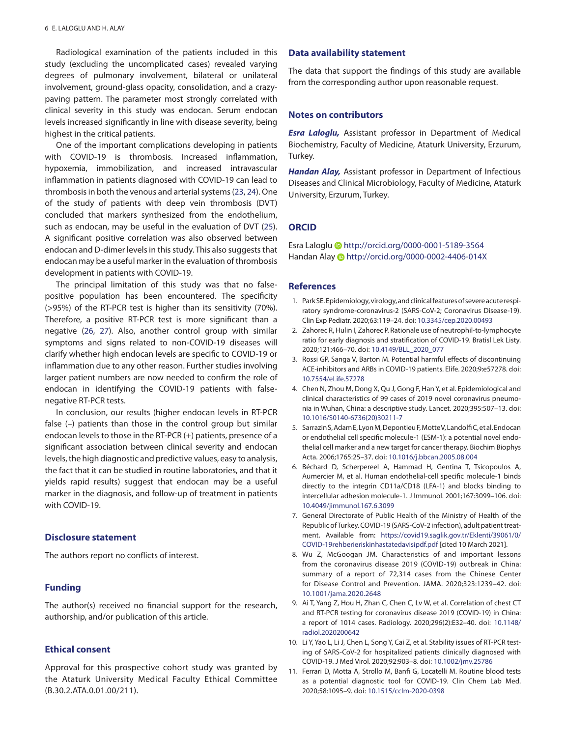Radiological examination of the patients included in this study (excluding the uncomplicated cases) revealed varying degrees of pulmonary involvement, bilateral or unilateral involvement, ground-glass opacity, consolidation, and a crazy-paving pattern. The parameter most strongly correlated with clinical severity in this study was endocan. Serum endocan levels increased significantly in line with disease severity, being highest in the critical patients.

One of the important complications developing in patients with COVID-19 is thrombosis. Increased inflammation, hypoxemia, immobilization, and increased intravascular inflammation in patients diagnosed with COVID-19 can lead to thrombosis in both the venous and arterial systems (23, 24). One of the study of patients with deep vein thrombosis (DVT) concluded that markers synthesized from the endothelium, such as endocan, may be useful in the evaluation of DVT (25). A significant positive correlation was also observed between endocan and D-dimer levels in this study. This also suggests that endocan may be a useful marker in the evaluation of thrombosis development in patients with COVID-19.

The principal limitation of this study was that no false-positive population has been encountered. The specificity (>95%) of the RT-PCR test is higher than its sensitivity (70%). Therefore, a positive RT-PCR test is more significant than a negative (26, 27). Also, another control group with similar symptoms and signs related to non-COVID-19 diseases will clarify whether high endocan levels are specific to COVID-19 or inflammation due to any other reason. Further studies involving larger patient numbers are now needed to confirm the role of endocan in identifying the COVID-19 patients with false-negative RT-PCR tests.

In conclusion, our results (higher endocan levels in RT-PCR false (–) patients than those in the control group but similar endocan levels to those in the RT-PCR (+) patients, presence of a significant association between clinical severity and endocan levels, the high diagnostic and predictive values, easy to analysis, the fact that it can be studied in routine laboratories, and that it yields rapid results) suggest that endocan may be a useful marker in the diagnosis, and follow-up of treatment in patients with COVID-19.

## Disclosure statement

The authors report no conflicts of interest.

## Funding

The author(s) received no financial support for the research, authorship, and/or publication of this article.

## Ethical consent

Approval for this prospective cohort study was granted by the Ataturk University Medical Faculty Ethical Committee (B.30.2.ATA.0.01.00/211).

## Data availability statement

The data that support the findings of this study are available from the corresponding author upon reasonable request.

## Notes on contributors

***Esra Laloglu,*** Assistant professor in Department of Medical Biochemistry, Faculty of Medicine, Ataturk University, Erzurum, Turkey.

***Handan Alay,*** Assistant professor in Department of Infectious Diseases and Clinical Microbiology, Faculty of Medicine, Ataturk University, Erzurum, Turkey.

## ORCID

Esra Laloglu http://orcid.org/0000-0001-5189-3564
Handan Alay http://orcid.org/0000-0002-4406-014X

## References

1. Park SE. Epidemiology, virology, and clinical features of severe acute respiratory syndrome-coronavirus-2 (SARS-CoV-2; Coronavirus Disease-19). Clin Exp Pediatr. 2020;63:119–24. doi: 10.3345/cep.2020.00493
2. Zahorec R, Hulin I, Zahorec P. Rationale use of neutrophil-to-lymphocyte ratio for early diagnosis and stratification of COVID-19. Bratisl Lek Listy. 2020;121:466–70. doi: 10.4149/BLL_2020_077
3. Rossi GP, Sanga V, Barton M. Potential harmful effects of discontinuing ACE-inhibitors and ARBs in COVID-19 patients. Elife. 2020;9:e57278. doi: 10.7554/eLife.57278
4. Chen N, Zhou M, Dong X, Qu J, Gong F, Han Y, et al. Epidemiological and clinical characteristics of 99 cases of 2019 novel coronavirus pneumonia in Wuhan, China: a descriptive study. Lancet. 2020;395:507–13. doi: 10.1016/S0140-6736(20)30211-7
5. Sarrazin S, Adam E, Lyon M, Depontieu F, Motte V, Landolfi C, et al. Endocan or endothelial cell specific molecule-1 (ESM-1): a potential novel endothelial cell marker and a new target for cancer therapy. Biochim Biophys Acta. 2006;1765:25–37. doi: 10.1016/j.bbcan.2005.08.004
6. Béchard D, Scherpereel A, Hammad H, Gentina T, Tsicopoulos A, Aumercier M, et al. Human endothelial-cell specific molecule-1 binds directly to the integrin CD11a/CD18 (LFA-1) and blocks binding to intercellular adhesion molecule-1. J Immunol. 2001;167:3099–106. doi: 10.4049/jimmunol.167.6.3099
7. General Directorate of Public Health of the Ministry of Health of the Republic of Turkey. COVID-19 (SARS-CoV-2 infection), adult patient treatment. Available from: https://covid19.saglik.gov.tr/Eklenti/39061/0/COVID-19rehberieriskinhastatedavisipdf.pdf [cited 10 March 2021].
8. Wu Z, McGoogan JM. Characteristics of and important lessons from the coronavirus disease 2019 (COVID-19) outbreak in China: summary of a report of 72,314 cases from the Chinese Center for Disease Control and Prevention. JAMA. 2020;323:1239–42. doi: 10.1001/jama.2020.2648
9. Ai T, Yang Z, Hou H, Zhan C, Chen C, Lv W, et al. Correlation of chest CT and RT-PCR testing for coronavirus disease 2019 (COVID-19) in China: a report of 1014 cases. Radiology. 2020;296(2):E32–40. doi: 10.1148/radiol.2020200642
10. Li Y, Yao L, Li J, Chen L, Song Y, Cai Z, et al. Stability issues of RT-PCR testing of SARS-CoV-2 for hospitalized patients clinically diagnosed with COVID-19. J Med Virol. 2020;92:903–8. doi: 10.1002/jmv.25786
11. Ferrari D, Motta A, Strollo M, Banfi G, Locatelli M. Routine blood tests as a potential diagnostic tool for COVID-19. Clin Chem Lab Med. 2020;58:1095–9. doi: 10.1515/cclm-2020-0398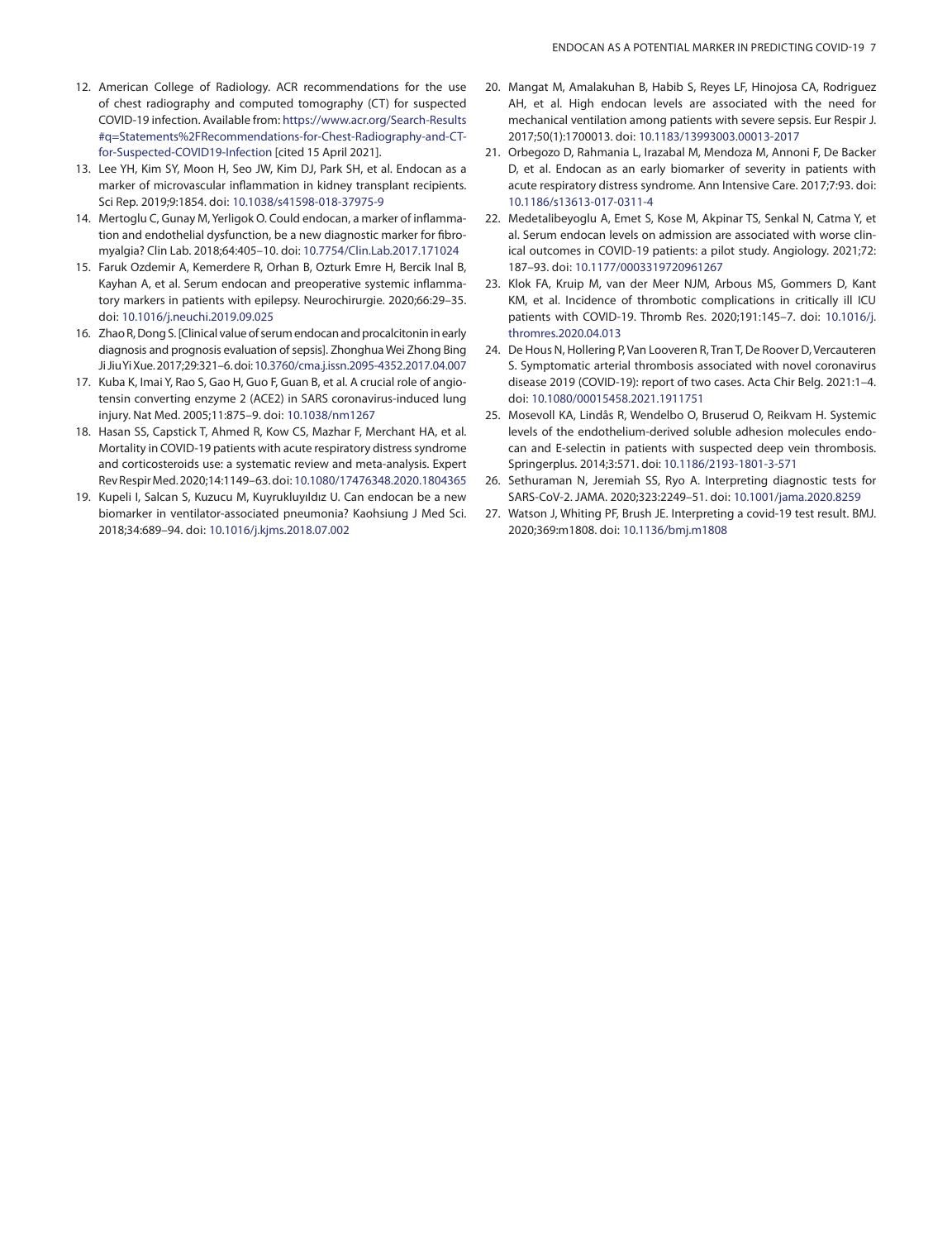12. American College of Radiology. ACR recommendations for the use of chest radiography and computed tomography (CT) for suspected COVID-19 infection. Available from: https://www.acr.org/Search-Results#q=Statements%2FRecommendations-for-Chest-Radiography-and-CT-for-Suspected-COVID19-Infection [cited 15 April 2021].
13. Lee YH, Kim SY, Moon H, Seo JW, Kim DJ, Park SH, et al. Endocan as a marker of microvascular inflammation in kidney transplant recipients. Sci Rep. 2019;9:1854. doi: 10.1038/s41598-018-37975-9
14. Mertoglu C, Gunay M, Yerligok O. Could endocan, a marker of inflammation and endothelial dysfunction, be a new diagnostic marker for fibromyalgia? Clin Lab. 2018;64:405–10. doi: 10.7754/Clin.Lab.2017.171024
15. Faruk Ozdemir A, Kemerdere R, Orhan B, Ozturk Emre H, Bercik Inal B, Kayhan A, et al. Serum endocan and preoperative systemic inflammatory markers in patients with epilepsy. Neurochirurgie. 2020;66:29–35. doi: 10.1016/j.neuchi.2019.09.025
16. Zhao R, Dong S. [Clinical value of serum endocan and procalcitonin in early diagnosis and prognosis evaluation of sepsis]. Zhonghua Wei Zhong Bing Ji Jiu Yi Xue. 2017;29:321–6. doi: 10.3760/cma.j.issn.2095-4352.2017.04.007
17. Kuba K, Imai Y, Rao S, Gao H, Guo F, Guan B, et al. A crucial role of angiotensin converting enzyme 2 (ACE2) in SARS coronavirus-induced lung injury. Nat Med. 2005;11:875–9. doi: 10.1038/nm1267
18. Hasan SS, Capstick T, Ahmed R, Kow CS, Mazhar F, Merchant HA, et al. Mortality in COVID-19 patients with acute respiratory distress syndrome and corticosteroids use: a systematic review and meta-analysis. Expert Rev Respir Med. 2020;14:1149–63. doi: 10.1080/17476348.2020.1804365
19. Kupeli I, Salcan S, Kuzucu M, Kuyrukluyıldız U. Can endocan be a new biomarker in ventilator-associated pneumonia? Kaohsiung J Med Sci. 2018;34:689–94. doi: 10.1016/j.kjms.2018.07.002
20. Mangat M, Amalakuhan B, Habib S, Reyes LF, Hinojosa CA, Rodriguez AH, et al. High endocan levels are associated with the need for mechanical ventilation among patients with severe sepsis. Eur Respir J. 2017;50(1):1700013. doi: 10.1183/13993003.00013-2017
21. Orbegozo D, Rahmania L, Irazabal M, Mendoza M, Annoni F, De Backer D, et al. Endocan as an early biomarker of severity in patients with acute respiratory distress syndrome. Ann Intensive Care. 2017;7:93. doi: 10.1186/s13613-017-0311-4
22. Medetalibeyoglu A, Emet S, Kose M, Akpinar TS, Senkal N, Catma Y, et al. Serum endocan levels on admission are associated with worse clinical outcomes in COVID-19 patients: a pilot study. Angiology. 2021;72: 187–93. doi: 10.1177/0003319720961267
23. Klok FA, Kruip M, van der Meer NJM, Arbous MS, Gommers D, Kant KM, et al. Incidence of thrombotic complications in critically ill ICU patients with COVID-19. Thromb Res. 2020;191:145–7. doi: 10.1016/j.thromres.2020.04.013
24. De Hous N, Hollering P, Van Looveren R, Tran T, De Roover D, Vercauteren S. Symptomatic arterial thrombosis associated with novel coronavirus disease 2019 (COVID-19): report of two cases. Acta Chir Belg. 2021:1–4. doi: 10.1080/00015458.2021.1911751
25. Mosevoll KA, Lindås R, Wendelbo O, Bruserud O, Reikvam H. Systemic levels of the endothelium-derived soluble adhesion molecules endocan and E-selectin in patients with suspected deep vein thrombosis. Springerplus. 2014;3:571. doi: 10.1186/2193-1801-3-571
26. Sethuraman N, Jeremiah SS, Ryo A. Interpreting diagnostic tests for SARS-CoV-2. JAMA. 2020;323:2249–51. doi: 10.1001/jama.2020.8259
27. Watson J, Whiting PF, Brush JE. Interpreting a covid-19 test result. BMJ. 2020;369:m1808. doi: 10.1136/bmj.m1808